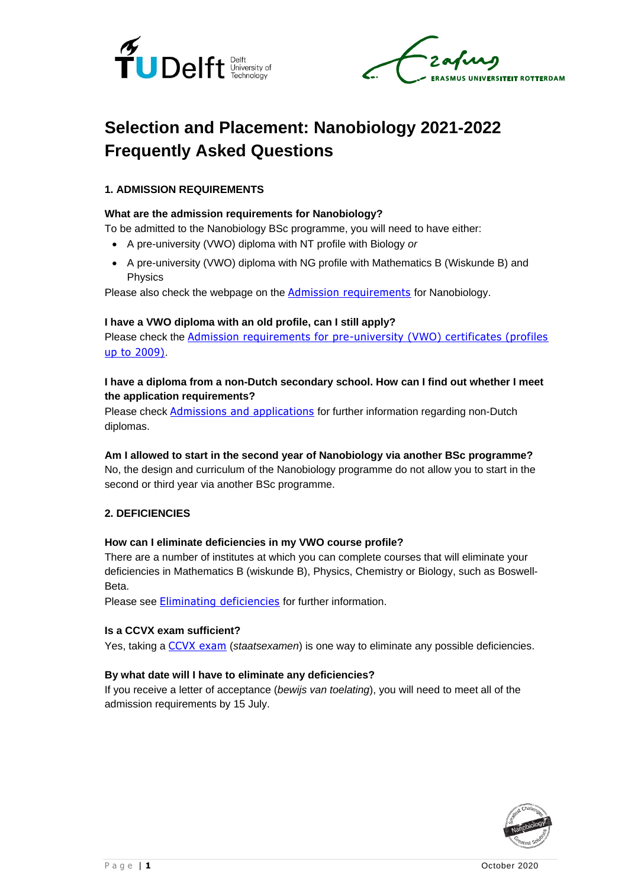# Selection and Placement: Nanobiology 2021-2022 Frequently Asked Questions

## 1. ADMISSION REQUIREMENTS

### What are the admission requirements for Nanobiology?

To be admitted to the Nanobiology BSc programme, you will need to have either:

- A pre-university (VWO) diploma with NT profile with Biology *or*
- A pre-university (VWO) diploma with NG profile with Mathematics B (Wiskunde B) and Physics

Please also check the webpage on the Admission requirements for Nanobiology.

### I have a VWO diploma with an old profile, can I still apply?

Please check the Admission requirements for pre-university (VWO) certificates (profiles up to 2009).

### I have a diploma from a non-Dutch secondary school. How can I find out whether I meet the application requirements?

Please check Admissions and applications for further information regarding non-Dutch diplomas.

### Am I allowed to start in the second year of Nanobiology via another BSc programme?

No, the design and curriculum of the Nanobiology programme do not allow you to start in the second or third year via another BSc programme.

## 2. DEFICIENCIES

### How can I eliminate deficiencies in my VWO course profile?

There are a number of institutes at which you can complete courses that will eliminate your deficiencies in Mathematics B (wiskunde B), Physics, Chemistry or Biology, such as Boswell-Beta.

Please see Eliminating deficiencies for further information.

### Is a CCVX exam sufficient?

Yes, taking a CCVX exam (*staatsexamen*) is one way to eliminate any possible deficiencies.

### By what date will I have to eliminate any deficiencies?

If you receive a letter of acceptance (*bewijs van toelating*), you will need to meet all of the admission requirements by 15 July.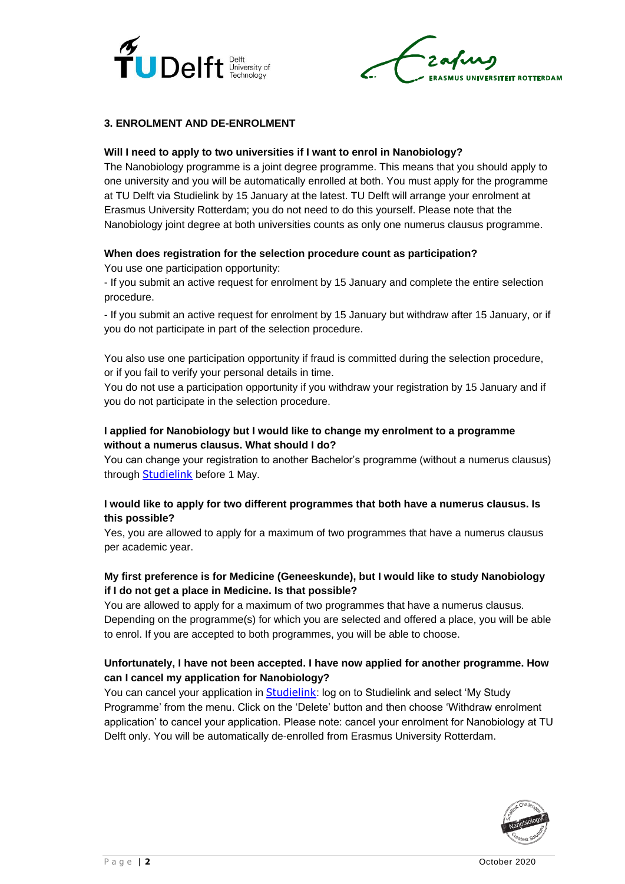## 3. ENROLMENT AND DE-ENROLMENT

**Will I need to apply to two universities if I want to enrol in Nanobiology?**

The Nanobiology programme is a joint degree programme. This means that you should apply to one university and you will be automatically enrolled at both. You must apply for the programme at TU Delft via Studielink by 15 January at the latest. TU Delft will arrange your enrolment at Erasmus University Rotterdam; you do not need to do this yourself. Please note that the Nanobiology joint degree at both universities counts as only one numerus clausus programme.

**When does registration for the selection procedure count as participation?**

You use one participation opportunity:

- If you submit an active request for enrolment by 15 January and complete the entire selection procedure.
- If you submit an active request for enrolment by 15 January but withdraw after 15 January, or if you do not participate in part of the selection procedure.

You also use one participation opportunity if fraud is committed during the selection procedure, or if you fail to verify your personal details in time.

You do not use a participation opportunity if you withdraw your registration by 15 January and if you do not participate in the selection procedure.

**I applied for Nanobiology but I would like to change my enrolment to a programme without a numerus clausus. What should I do?**

You can change your registration to another Bachelor's programme (without a numerus clausus) through Studielink before 1 May.

**I would like to apply for two different programmes that both have a numerus clausus. Is this possible?**

Yes, you are allowed to apply for a maximum of two programmes that have a numerus clausus per academic year.

**My first preference is for Medicine (Geneeskunde), but I would like to study Nanobiology if I do not get a place in Medicine. Is that possible?**

You are allowed to apply for a maximum of two programmes that have a numerus clausus. Depending on the programme(s) for which you are selected and offered a place, you will be able to enrol. If you are accepted to both programmes, you will be able to choose.

**Unfortunately, I have not been accepted. I have now applied for another programme. How can I cancel my application for Nanobiology?**

You can cancel your application in Studielink: log on to Studielink and select 'My Study Programme' from the menu. Click on the 'Delete' button and then choose 'Withdraw enrolment application' to cancel your application. Please note: cancel your enrolment for Nanobiology at TU Delft only. You will be automatically de-enrolled from Erasmus University Rotterdam.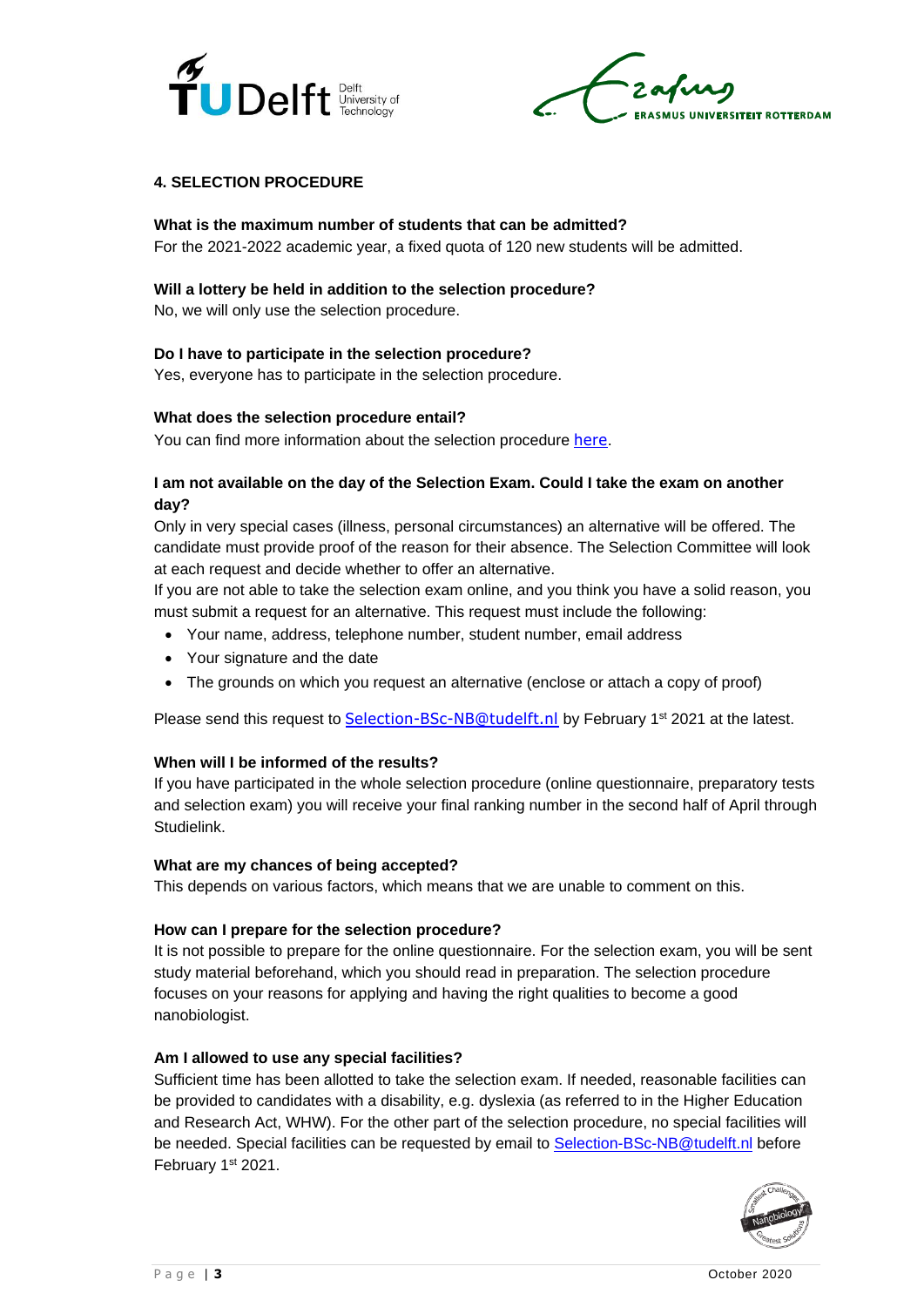## 4. SELECTION PROCEDURE

**What is the maximum number of students that can be admitted?**
For the 2021-2022 academic year, a fixed quota of 120 new students will be admitted.

**Will a lottery be held in addition to the selection procedure?**
No, we will only use the selection procedure.

**Do I have to participate in the selection procedure?**
Yes, everyone has to participate in the selection procedure.

**What does the selection procedure entail?**
You can find more information about the selection procedure here.

**I am not available on the day of the Selection Exam. Could I take the exam on another day?**
Only in very special cases (illness, personal circumstances) an alternative will be offered. The candidate must provide proof of the reason for their absence. The Selection Committee will look at each request and decide whether to offer an alternative.
If you are not able to take the selection exam online, and you think you have a solid reason, you must submit a request for an alternative. This request must include the following:

- Your name, address, telephone number, student number, email address
- Your signature and the date
- The grounds on which you request an alternative (enclose or attach a copy of proof)

Please send this request to Selection-BSc-NB@tudelft.nl by February 1st 2021 at the latest.

**When will I be informed of the results?**
If you have participated in the whole selection procedure (online questionnaire, preparatory tests and selection exam) you will receive your final ranking number in the second half of April through Studielink.

**What are my chances of being accepted?**
This depends on various factors, which means that we are unable to comment on this.

**How can I prepare for the selection procedure?**
It is not possible to prepare for the online questionnaire. For the selection exam, you will be sent study material beforehand, which you should read in preparation. The selection procedure focuses on your reasons for applying and having the right qualities to become a good nanobiologist.

**Am I allowed to use any special facilities?**
Sufficient time has been allotted to take the selection exam. If needed, reasonable facilities can be provided to candidates with a disability, e.g. dyslexia (as referred to in the Higher Education and Research Act, WHW). For the other part of the selection procedure, no special facilities will be needed. Special facilities can be requested by email to Selection-BSc-NB@tudelft.nl before February 1st 2021.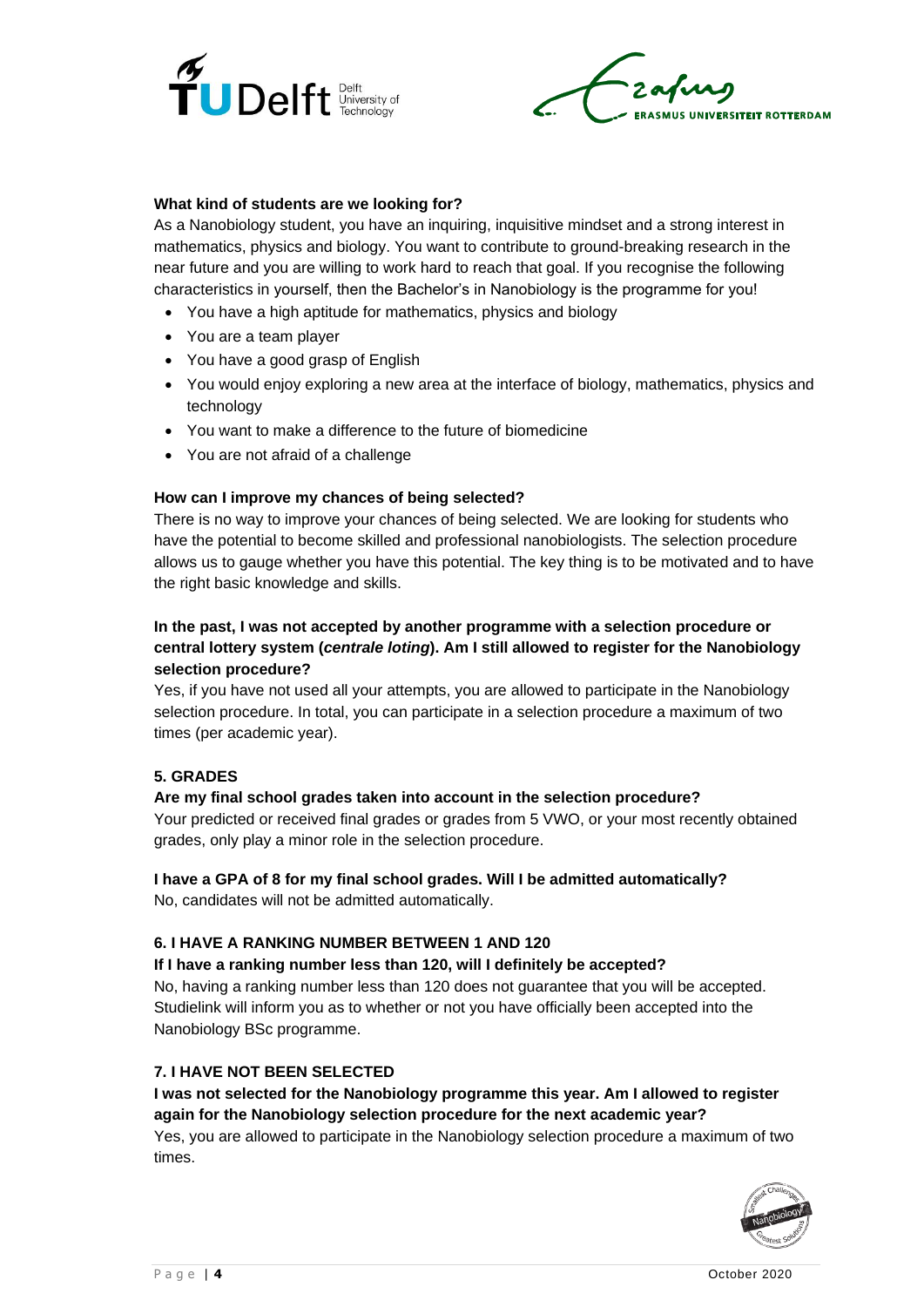**What kind of students are we looking for?**

As a Nanobiology student, you have an inquiring, inquisitive mindset and a strong interest in mathematics, physics and biology. You want to contribute to ground-breaking research in the near future and you are willing to work hard to reach that goal. If you recognise the following characteristics in yourself, then the Bachelor's in Nanobiology is the programme for you!

- You have a high aptitude for mathematics, physics and biology
- You are a team player
- You have a good grasp of English
- You would enjoy exploring a new area at the interface of biology, mathematics, physics and technology
- You want to make a difference to the future of biomedicine
- You are not afraid of a challenge

**How can I improve my chances of being selected?**

There is no way to improve your chances of being selected. We are looking for students who have the potential to become skilled and professional nanobiologists. The selection procedure allows us to gauge whether you have this potential. The key thing is to be motivated and to have the right basic knowledge and skills.

**In the past, I was not accepted by another programme with a selection procedure or central lottery system (*centrale loting*). Am I still allowed to register for the Nanobiology selection procedure?**

Yes, if you have not used all your attempts, you are allowed to participate in the Nanobiology selection procedure. In total, you can participate in a selection procedure a maximum of two times (per academic year).

## 5. GRADES

**Are my final school grades taken into account in the selection procedure?**

Your predicted or received final grades or grades from 5 VWO, or your most recently obtained grades, only play a minor role in the selection procedure.

**I have a GPA of 8 for my final school grades. Will I be admitted automatically?**

No, candidates will not be admitted automatically.

## 6. I HAVE A RANKING NUMBER BETWEEN 1 AND 120

**If I have a ranking number less than 120, will I definitely be accepted?**

No, having a ranking number less than 120 does not guarantee that you will be accepted. Studielink will inform you as to whether or not you have officially been accepted into the Nanobiology BSc programme.

## 7. I HAVE NOT BEEN SELECTED

**I was not selected for the Nanobiology programme this year. Am I allowed to register again for the Nanobiology selection procedure for the next academic year?**

Yes, you are allowed to participate in the Nanobiology selection procedure a maximum of two times.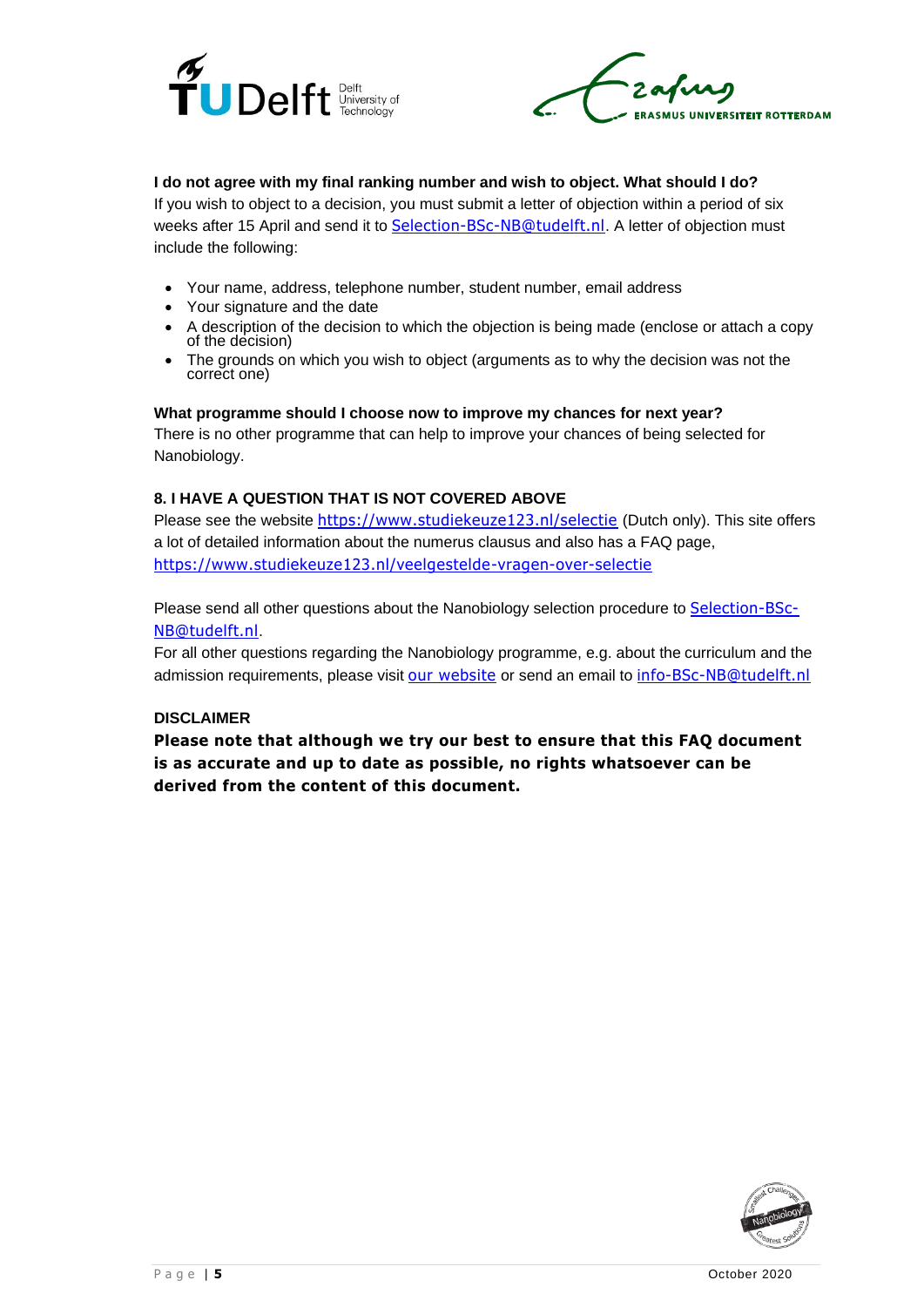**I do not agree with my final ranking number and wish to object. What should I do?**

If you wish to object to a decision, you must submit a letter of objection within a period of six weeks after 15 April and send it to Selection-BSc-NB@tudelft.nl. A letter of objection must include the following:

- Your name, address, telephone number, student number, email address
- Your signature and the date
- A description of the decision to which the objection is being made (enclose or attach a copy of the decision)
- The grounds on which you wish to object (arguments as to why the decision was not the correct one)

**What programme should I choose now to improve my chances for next year?**

There is no other programme that can help to improve your chances of being selected for Nanobiology.

### 8. I HAVE A QUESTION THAT IS NOT COVERED ABOVE

Please see the website https://www.studiekeuze123.nl/selectie (Dutch only). This site offers a lot of detailed information about the numerus clausus and also has a FAQ page, https://www.studiekeuze123.nl/veelgestelde-vragen-over-selectie

Please send all other questions about the Nanobiology selection procedure to Selection-BSc-NB@tudelft.nl.

For all other questions regarding the Nanobiology programme, e.g. about the curriculum and the admission requirements, please visit our website or send an email to info-BSc-NB@tudelft.nl

**DISCLAIMER**

**Please note that although we try our best to ensure that this FAQ document is as accurate and up to date as possible, no rights whatsoever can be derived from the content of this document.**